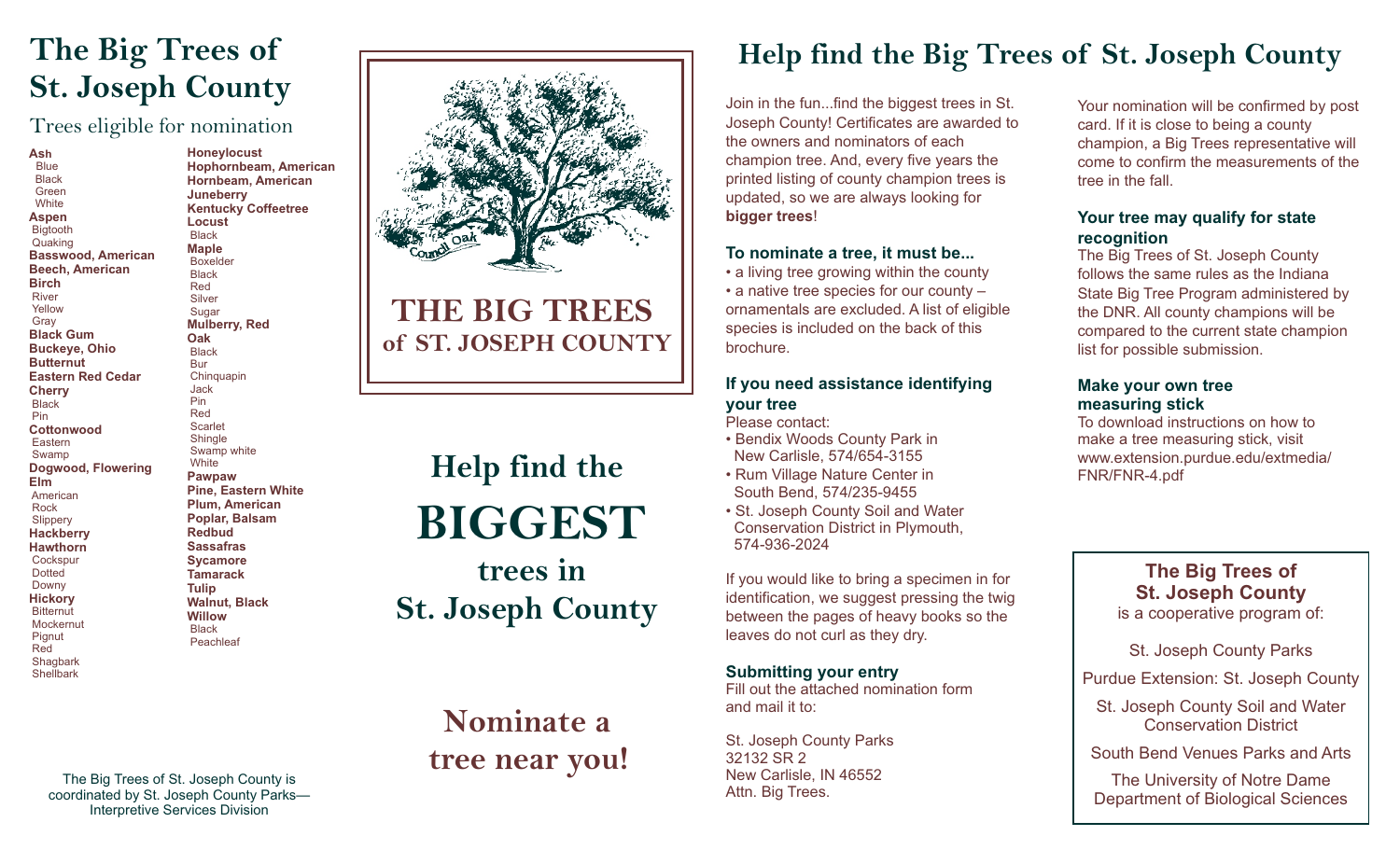# The Big Trees of St. Joseph County

## Trees eligible for nomination

**Ash**
- Blue
- Black
- Green
- White

**Aspen**
- Bigtooth
- Quaking

**Basswood, American**

**Beech, American**

**Birch**
- River
- Yellow
- Gray

**Black Gum**

**Buckeye, Ohio**

**Butternut**

**Eastern Red Cedar**

**Cherry**
- Black
- Pin

**Cottonwood**
- Eastern
- Swamp

**Dogwood, Flowering**

**Elm**
- American
- Rock
- Slippery

**Hackberry**

**Hawthorn**
- Cockspur
- Dotted
- Downy

**Hickory**
- Bitternut
- Mockernut
- Pignut
- Red
- Shagbark
- Shellbark

**Honeylocust**

**Hophornbeam, American**

**Hornbeam, American**

**Juneberry**

**Kentucky Coffeetree**

**Locust**
- Black

**Maple**
- Boxelder
- Black
- Red
- Silver
- Sugar

**Mulberry, Red**

**Oak**
- Black
- Bur
- Chinquapin
- Jack
- Pin
- Red
- Scarlet
- Shingle
- Swamp white
- White

**Pawpaw**

**Pine, Eastern White**

**Plum, American**

**Poplar, Balsam**

**Redbud**

**Sassafras**

**Sycamore**

**Tamarack**

**Tulip**

**Walnut, Black**

**Willow**
- Black
- Peachleaf

The Big Trees of St. Joseph County is coordinated by St. Joseph County Parks—Interpretive Services Division

Council Oak

# THE BIG TREES of ST. JOSEPH COUNTY

# Help find the BIGGEST trees in St. Joseph County

## Nominate a tree near you!

# Help find the Big Trees of St. Joseph County

Join in the fun...find the biggest trees in St. Joseph County! Certificates are awarded to the owners and nominators of each champion tree. And, every five years the printed listing of county champion trees is updated, so we are always looking for **bigger trees**!

### To nominate a tree, it must be...

- a living tree growing within the county
- a native tree species for our county – ornamentals are excluded. A list of eligible species is included on the back of this brochure.

### If you need assistance identifying your tree

Please contact:

- Bendix Woods County Park in New Carlisle, 574/654-3155
- Rum Village Nature Center in South Bend, 574/235-9455
- St. Joseph County Soil and Water Conservation District in Plymouth, 574-936-2024

If you would like to bring a specimen in for identification, we suggest pressing the twig between the pages of heavy books so the leaves do not curl as they dry.

### Submitting your entry

Fill out the attached nomination form and mail it to:

St. Joseph County Parks
32132 SR 2
New Carlisle, IN 46552
Attn. Big Trees.

Your nomination will be confirmed by post card. If it is close to being a county champion, a Big Trees representative will come to confirm the measurements of the tree in the fall.

### Your tree may qualify for state recognition

The Big Trees of St. Joseph County follows the same rules as the Indiana State Big Tree Program administered by the DNR. All county champions will be compared to the current state champion list for possible submission.

### Make your own tree measuring stick

To download instructions on how to make a tree measuring stick, visit www.extension.purdue.edu/extmedia/FNR/FNR-4.pdf

**The Big Trees of St. Joseph County** is a cooperative program of:

St. Joseph County Parks

Purdue Extension: St. Joseph County

St. Joseph County Soil and Water Conservation District

South Bend Venues Parks and Arts

The University of Notre Dame Department of Biological Sciences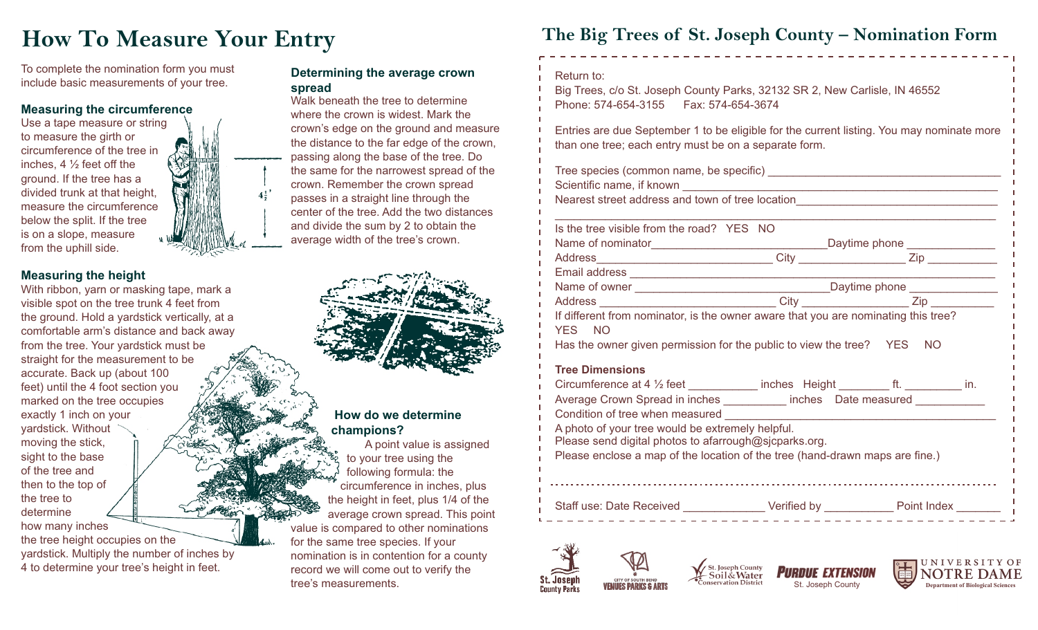# How To Measure Your Entry

To complete the nomination form you must include basic measurements of your tree.

### Measuring the circumference

Use a tape measure or string to measure the girth or circumference of the tree in inches, 4 ½ feet off the ground. If the tree has a divided trunk at that height, measure the circumference below the split. If the tree is on a slope, measure from the uphill side.

4½'

### Measuring the height

With ribbon, yarn or masking tape, mark a visible spot on the tree trunk 4 feet from the ground. Hold a yardstick vertically, at a comfortable arm's distance and back away from the tree. Your yardstick must be straight for the measurement to be accurate. Back up (about 100 feet) until the 4 foot section you marked on the tree occupies exactly 1 inch on your yardstick. Without moving the stick, sight to the base of the tree and then to the top of the tree to determine how many inches the tree height occupies on the yardstick. Multiply the number of inches by 4 to determine your tree's height in feet.

### Determining the average crown spread

Walk beneath the tree to determine where the crown is widest. Mark the crown's edge on the ground and measure the distance to the far edge of the crown, passing along the base of the tree. Do the same for the narrowest spread of the crown. Remember the crown spread passes in a straight line through the center of the tree. Add the two distances and divide the sum by 2 to obtain the average width of the tree's crown.

### How do we determine champions?

A point value is assigned to your tree using the following formula: the circumference in inches, plus the height in feet, plus 1/4 of the average crown spread. This point value is compared to other nominations for the same tree species. If your nomination is in contention for a county record we will come out to verify the tree's measurements.

# The Big Trees of St. Joseph County – Nomination Form

Return to:
Big Trees, c/o St. Joseph County Parks, 32132 SR 2, New Carlisle, IN 46552
Phone: 574-654-3155 Fax: 574-654-3674

Entries are due September 1 to be eligible for the current listing. You may nominate more than one tree; each entry must be on a separate form.

Tree species (common name, be specific) ____________________
Scientific name, if known ____________________
Nearest street address and town of tree location ____________________
____________________

Is the tree visible from the road? YES NO
Name of nominator ____________________ Daytime phone ____________
Address ____________________ City ____________ Zip ________
Email address ____________________
Name of owner ____________________ Daytime phone ____________
Address ____________________ City ____________ Zip ________
If different from nominator, is the owner aware that you are nominating this tree?
YES NO
Has the owner given permission for the public to view the tree? YES NO

**Tree Dimensions**

Circumference at 4 ½ feet ________ inches Height ________ ft. ________ in.
Average Crown Spread in inches ________ inches Date measured ________
Condition of tree when measured ____________________
A photo of your tree would be extremely helpful.
Please send digital photos to afarrough@sjcparks.org.
Please enclose a map of the location of the tree (hand-drawn maps are fine.)

Staff use: Date Received ________ Verified by ________ Point Index ________

St. Joseph County Parks | City of South Bend Venues Parks & Arts | St. Joseph County Soil & Water Conservation District | Purdue Extension St. Joseph County | University of Notre Dame Department of Biological Sciences